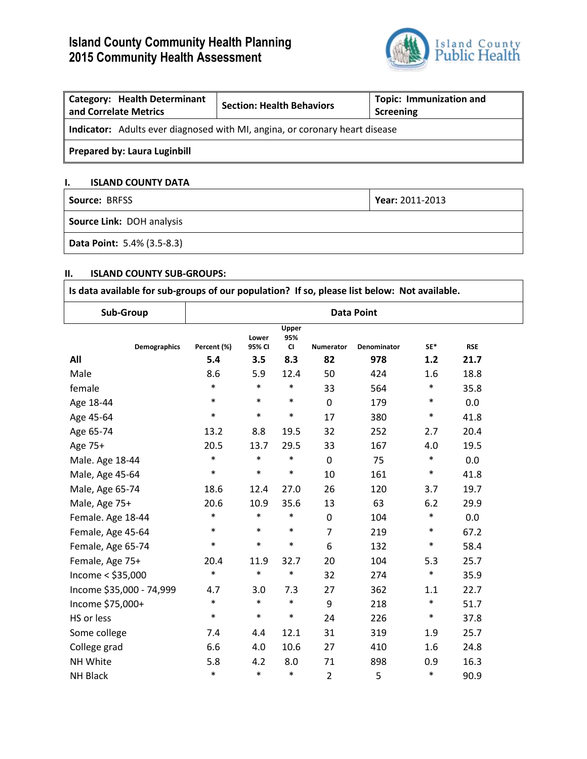# Island County Community Health Planning
# 2015 Community Health Assessment

| **Category: Health Determinant and Correlate Metrics** | **Section: Health Behaviors** | **Topic: Immunization and Screening** |
|---|---|---|
| **Indicator:** Adults ever diagnosed with MI, angina, or coronary heart disease | | |
| **Prepared by: Laura Luginbill** | | |

## I. ISLAND COUNTY DATA

| **Source:** BRFSS | **Year:** 2011-2013 |
|---|---|
| **Source Link:** DOH analysis | |
| **Data Point:** 5.4% (3.5-8.3) | |

## II. ISLAND COUNTY SUB-GROUPS:

**Is data available for sub-groups of our population? If so, please list below: Not available.**

| Sub-Group | Data Point |
|---|---|

| Demographics | Percent (%) | Lower 95% CI | Upper 95% CI | Numerator | Denominator | SE* | RSE |
|---|---|---|---|---|---|---|---|
| **All** | **5.4** | **3.5** | **8.3** | **82** | **978** | **1.2** | **21.7** |
| Male | 8.6 | 5.9 | 12.4 | 50 | 424 | 1.6 | 18.8 |
| female | * | * | * | 33 | 564 | * | 35.8 |
| Age 18-44 | * | * | * | 0 | 179 | * | 0.0 |
| Age 45-64 | * | * | * | 17 | 380 | * | 41.8 |
| Age 65-74 | 13.2 | 8.8 | 19.5 | 32 | 252 | 2.7 | 20.4 |
| Age 75+ | 20.5 | 13.7 | 29.5 | 33 | 167 | 4.0 | 19.5 |
| Male. Age 18-44 | * | * | * | 0 | 75 | * | 0.0 |
| Male, Age 45-64 | * | * | * | 10 | 161 | * | 41.8 |
| Male, Age 65-74 | 18.6 | 12.4 | 27.0 | 26 | 120 | 3.7 | 19.7 |
| Male, Age 75+ | 20.6 | 10.9 | 35.6 | 13 | 63 | 6.2 | 29.9 |
| Female. Age 18-44 | * | * | * | 0 | 104 | * | 0.0 |
| Female, Age 45-64 | * | * | * | 7 | 219 | * | 67.2 |
| Female, Age 65-74 | * | * | * | 6 | 132 | * | 58.4 |
| Female, Age 75+ | 20.4 | 11.9 | 32.7 | 20 | 104 | 5.3 | 25.7 |
| Income < $35,000 | * | * | * | 32 | 274 | * | 35.9 |
| Income $35,000 - 74,999 | 4.7 | 3.0 | 7.3 | 27 | 362 | 1.1 | 22.7 |
| Income $75,000+ | * | * | * | 9 | 218 | * | 51.7 |
| HS or less | * | * | * | 24 | 226 | * | 37.8 |
| Some college | 7.4 | 4.4 | 12.1 | 31 | 319 | 1.9 | 25.7 |
| College grad | 6.6 | 4.0 | 10.6 | 27 | 410 | 1.6 | 24.8 |
| NH White | 5.8 | 4.2 | 8.0 | 71 | 898 | 0.9 | 16.3 |
| NH Black | * | * | * | 2 | 5 | * | 90.9 |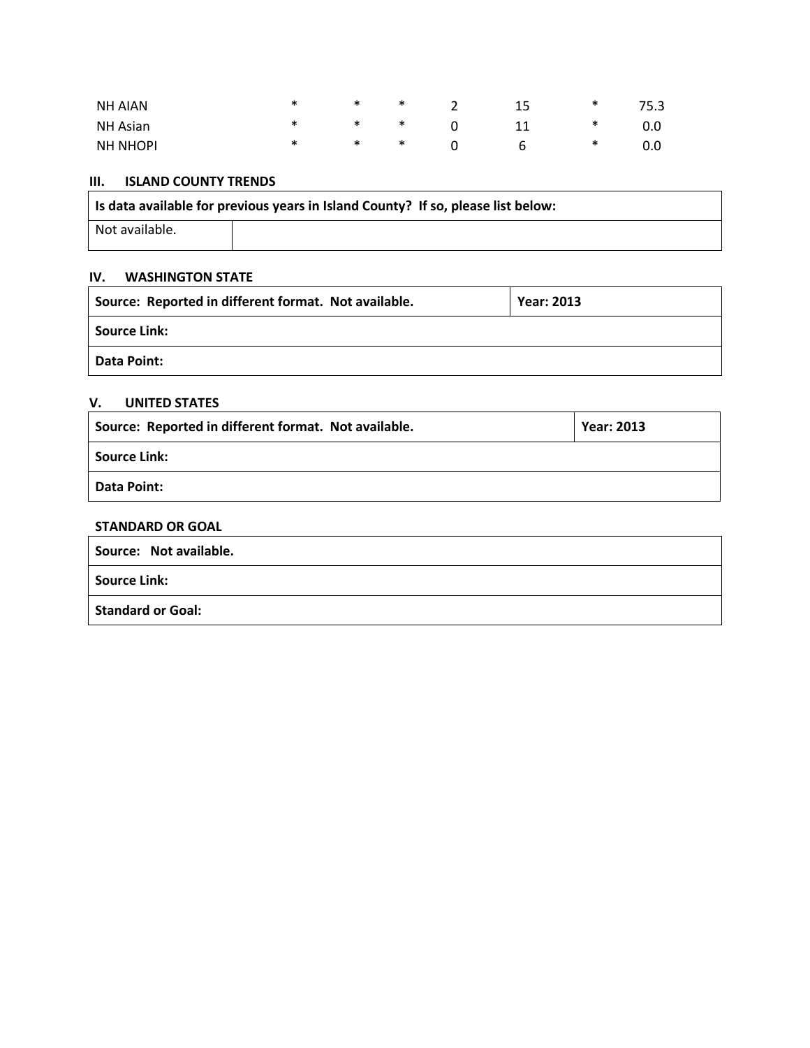| | | | | | | | |
|---|---|---|---|---|---|---|---|
| NH AIAN | * | * | * | 2 | 15 | * | 75.3 |
| NH Asian | * | * | * | 0 | 11 | * | 0.0 |
| NH NHOPI | * | * | * | 0 | 6 | * | 0.0 |

### III. ISLAND COUNTY TRENDS

| **Is data available for previous years in Island County? If so, please list below:** | |
|---|---|
| Not available. | |

### IV. WASHINGTON STATE

| **Source: Reported in different format. Not available.** | **Year: 2013** |
|---|---|
| **Source Link:** | |
| **Data Point:** | |

### V. UNITED STATES

| **Source: Reported in different format. Not available.** | **Year: 2013** |
|---|---|
| **Source Link:** | |
| **Data Point:** | |

### STANDARD OR GOAL

| **Source: Not available.** |
|---|
| **Source Link:** |
| **Standard or Goal:** |